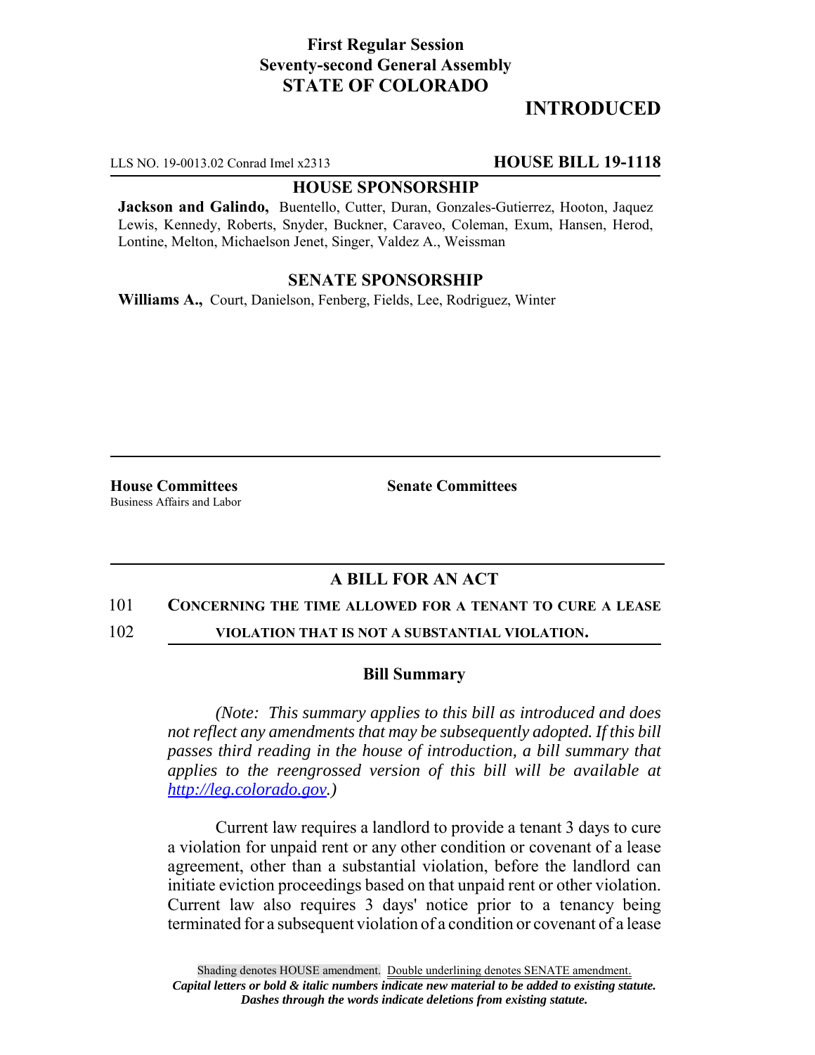**First Regular Session**
**Seventy-second General Assembly**
**STATE OF COLORADO**

# INTRODUCED

LLS NO. 19-0013.02 Conrad Imel x2313 **HOUSE BILL 19-1118**

**HOUSE SPONSORSHIP**

**Jackson and Galindo,** Buentello, Cutter, Duran, Gonzales-Gutierrez, Hooton, Jaquez Lewis, Kennedy, Roberts, Snyder, Buckner, Caraveo, Coleman, Exum, Hansen, Herod, Lontine, Melton, Michaelson Jenet, Singer, Valdez A., Weissman

**SENATE SPONSORSHIP**

**Williams A.,** Court, Danielson, Fenberg, Fields, Lee, Rodriguez, Winter

**House Committees**
Business Affairs and Labor

**Senate Committees**

## A BILL FOR AN ACT

101 **CONCERNING THE TIME ALLOWED FOR A TENANT TO CURE A LEASE**
102 **VIOLATION THAT IS NOT A SUBSTANTIAL VIOLATION.**

### Bill Summary

*(Note: This summary applies to this bill as introduced and does not reflect any amendments that may be subsequently adopted. If this bill passes third reading in the house of introduction, a bill summary that applies to the reengrossed version of this bill will be available at http://leg.colorado.gov.)*

Current law requires a landlord to provide a tenant 3 days to cure a violation for unpaid rent or any other condition or covenant of a lease agreement, other than a substantial violation, before the landlord can initiate eviction proceedings based on that unpaid rent or other violation. Current law also requires 3 days' notice prior to a tenancy being terminated for a subsequent violation of a condition or covenant of a lease

Shading denotes HOUSE amendment. Double underlining denotes SENATE amendment.
***Capital letters or bold & italic numbers indicate new material to be added to existing statute.***
***Dashes through the words indicate deletions from existing statute.***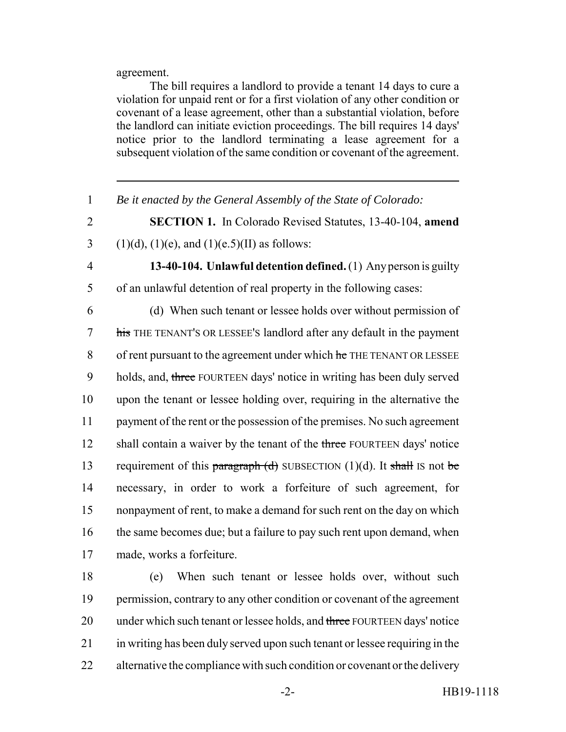agreement.

The bill requires a landlord to provide a tenant 14 days to cure a violation for unpaid rent or for a first violation of any other condition or covenant of a lease agreement, other than a substantial violation, before the landlord can initiate eviction proceedings. The bill requires 14 days' notice prior to the landlord terminating a lease agreement for a subsequent violation of the same condition or covenant of the agreement.

---

1 *Be it enacted by the General Assembly of the State of Colorado:*

2 **SECTION 1.** In Colorado Revised Statutes, 13-40-104, **amend**
3 (1)(d), (1)(e), and (1)(e.5)(II) as follows:

4 **13-40-104. Unlawful detention defined.** (1) Any person is guilty
5 of an unlawful detention of real property in the following cases:

6 (d) When such tenant or lessee holds over without permission of
7 ~~his~~ THE TENANT'S OR LESSEE'S landlord after any default in the payment
8 of rent pursuant to the agreement under which ~~he~~ THE TENANT OR LESSEE
9 holds, and, ~~three~~ FOURTEEN days' notice in writing has been duly served
10 upon the tenant or lessee holding over, requiring in the alternative the
11 payment of the rent or the possession of the premises. No such agreement
12 shall contain a waiver by the tenant of the ~~three~~ FOURTEEN days' notice
13 requirement of this ~~paragraph (d)~~ SUBSECTION (1)(d). It ~~shall~~ IS not ~~be~~
14 necessary, in order to work a forfeiture of such agreement, for
15 nonpayment of rent, to make a demand for such rent on the day on which
16 the same becomes due; but a failure to pay such rent upon demand, when
17 made, works a forfeiture.

18 (e) When such tenant or lessee holds over, without such
19 permission, contrary to any other condition or covenant of the agreement
20 under which such tenant or lessee holds, and ~~three~~ FOURTEEN days' notice
21 in writing has been duly served upon such tenant or lessee requiring in the
22 alternative the compliance with such condition or covenant or the delivery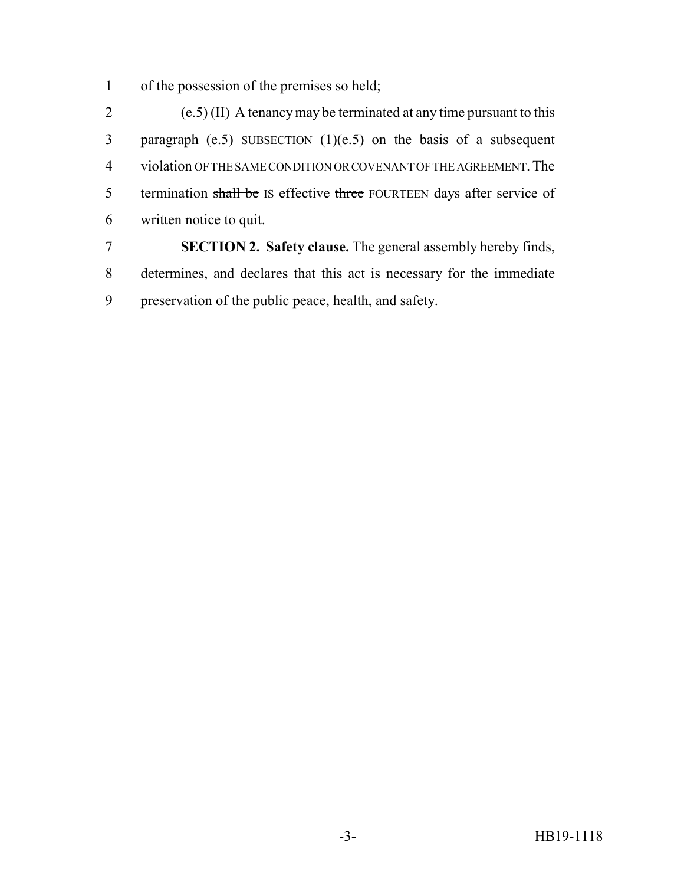of the possession of the premises so held;

(e.5) (II) A tenancy may be terminated at any time pursuant to this ~~paragraph (e.5)~~ SUBSECTION (1)(e.5) on the basis of a subsequent violation OF THE SAME CONDITION OR COVENANT OF THE AGREEMENT. The termination ~~shall be~~ IS effective ~~three~~ FOURTEEN days after service of written notice to quit.

**SECTION 2. Safety clause.** The general assembly hereby finds, determines, and declares that this act is necessary for the immediate preservation of the public peace, health, and safety.